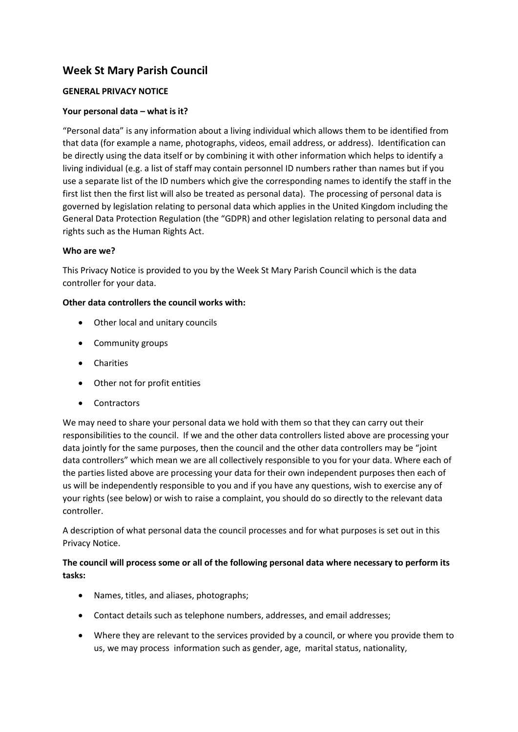# Week St Mary Parish Council

**GENERAL PRIVACY NOTICE**

**Your personal data – what is it?**

"Personal data" is any information about a living individual which allows them to be identified from that data (for example a name, photographs, videos, email address, or address). Identification can be directly using the data itself or by combining it with other information which helps to identify a living individual (e.g. a list of staff may contain personnel ID numbers rather than names but if you use a separate list of the ID numbers which give the corresponding names to identify the staff in the first list then the first list will also be treated as personal data). The processing of personal data is governed by legislation relating to personal data which applies in the United Kingdom including the General Data Protection Regulation (the "GDPR) and other legislation relating to personal data and rights such as the Human Rights Act.

**Who are we?**

This Privacy Notice is provided to you by the Week St Mary Parish Council which is the data controller for your data.

**Other data controllers the council works with:**

- Other local and unitary councils
- Community groups
- Charities
- Other not for profit entities
- Contractors

We may need to share your personal data we hold with them so that they can carry out their responsibilities to the council. If we and the other data controllers listed above are processing your data jointly for the same purposes, then the council and the other data controllers may be "joint data controllers" which mean we are all collectively responsible to you for your data. Where each of the parties listed above are processing your data for their own independent purposes then each of us will be independently responsible to you and if you have any questions, wish to exercise any of your rights (see below) or wish to raise a complaint, you should do so directly to the relevant data controller.

A description of what personal data the council processes and for what purposes is set out in this Privacy Notice.

**The council will process some or all of the following personal data where necessary to perform its tasks:**

- Names, titles, and aliases, photographs;
- Contact details such as telephone numbers, addresses, and email addresses;
- Where they are relevant to the services provided by a council, or where you provide them to us, we may process information such as gender, age, marital status, nationality,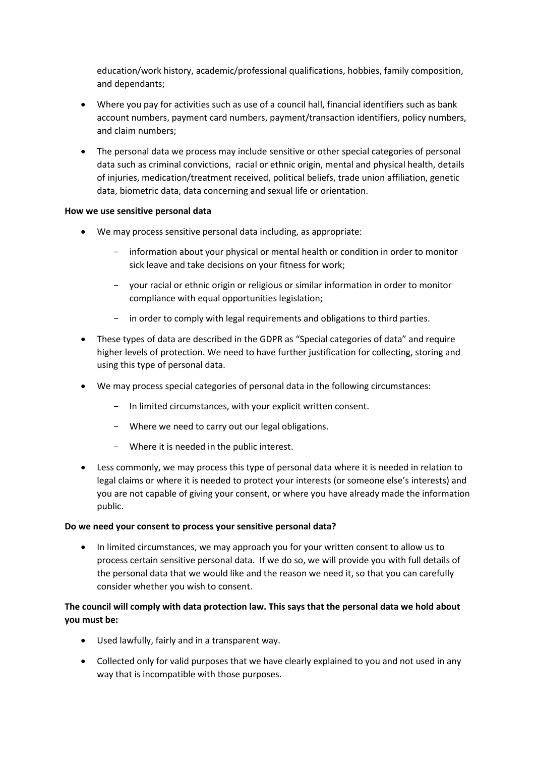education/work history, academic/professional qualifications, hobbies, family composition, and dependants;

- Where you pay for activities such as use of a council hall, financial identifiers such as bank account numbers, payment card numbers, payment/transaction identifiers, policy numbers, and claim numbers;
- The personal data we process may include sensitive or other special categories of personal data such as criminal convictions, racial or ethnic origin, mental and physical health, details of injuries, medication/treatment received, political beliefs, trade union affiliation, genetic data, biometric data, data concerning and sexual life or orientation.

**How we use sensitive personal data**

- We may process sensitive personal data including, as appropriate:
  - information about your physical or mental health or condition in order to monitor sick leave and take decisions on your fitness for work;
  - your racial or ethnic origin or religious or similar information in order to monitor compliance with equal opportunities legislation;
  - in order to comply with legal requirements and obligations to third parties.
- These types of data are described in the GDPR as "Special categories of data" and require higher levels of protection. We need to have further justification for collecting, storing and using this type of personal data.
- We may process special categories of personal data in the following circumstances:
  - In limited circumstances, with your explicit written consent.
  - Where we need to carry out our legal obligations.
  - Where it is needed in the public interest.
- Less commonly, we may process this type of personal data where it is needed in relation to legal claims or where it is needed to protect your interests (or someone else's interests) and you are not capable of giving your consent, or where you have already made the information public.

**Do we need your consent to process your sensitive personal data?**

- In limited circumstances, we may approach you for your written consent to allow us to process certain sensitive personal data. If we do so, we will provide you with full details of the personal data that we would like and the reason we need it, so that you can carefully consider whether you wish to consent.

**The council will comply with data protection law. This says that the personal data we hold about you must be:**

- Used lawfully, fairly and in a transparent way.
- Collected only for valid purposes that we have clearly explained to you and not used in any way that is incompatible with those purposes.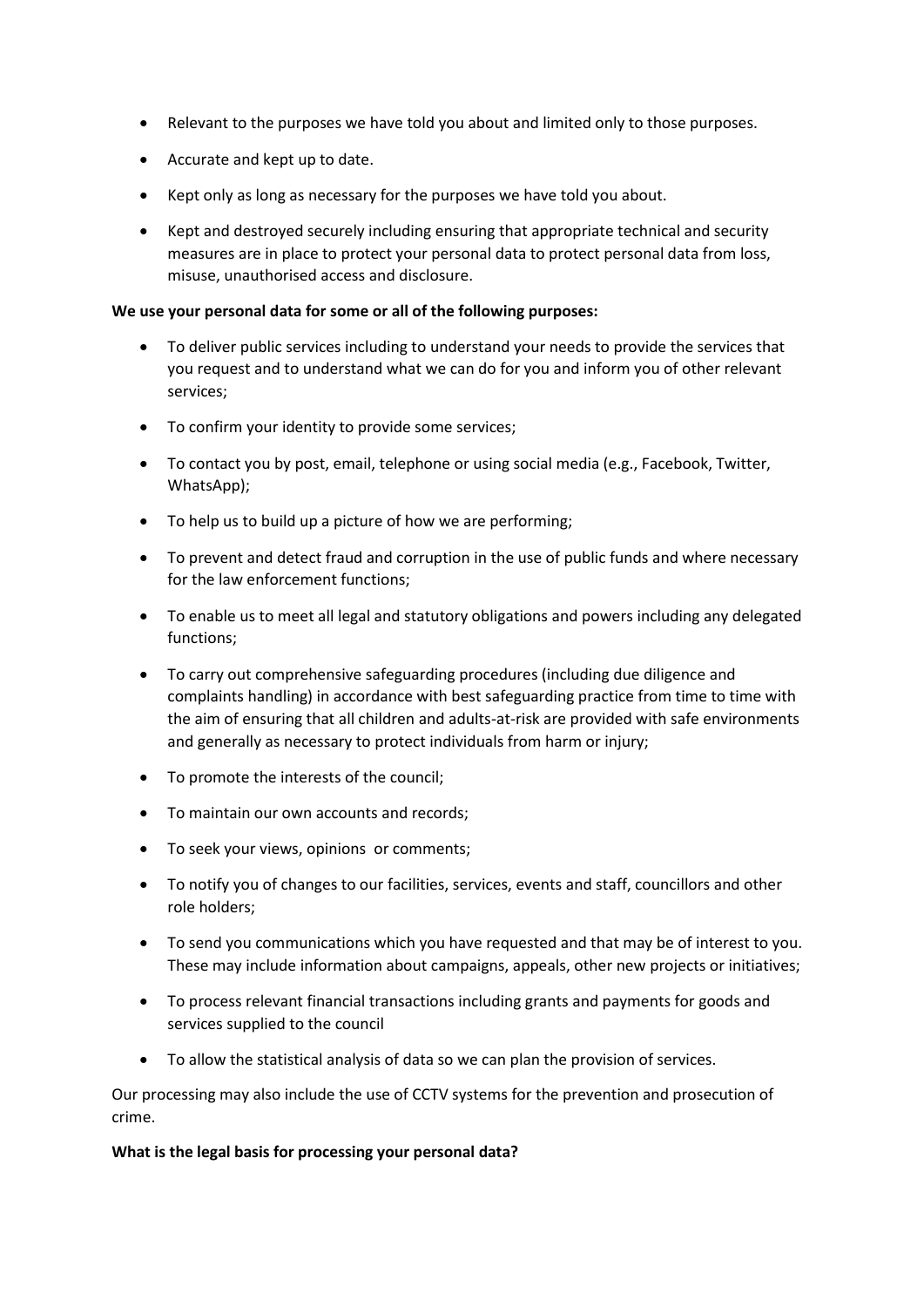- Relevant to the purposes we have told you about and limited only to those purposes.
- Accurate and kept up to date.
- Kept only as long as necessary for the purposes we have told you about.
- Kept and destroyed securely including ensuring that appropriate technical and security measures are in place to protect your personal data to protect personal data from loss, misuse, unauthorised access and disclosure.

**We use your personal data for some or all of the following purposes:**

- To deliver public services including to understand your needs to provide the services that you request and to understand what we can do for you and inform you of other relevant services;
- To confirm your identity to provide some services;
- To contact you by post, email, telephone or using social media (e.g., Facebook, Twitter, WhatsApp);
- To help us to build up a picture of how we are performing;
- To prevent and detect fraud and corruption in the use of public funds and where necessary for the law enforcement functions;
- To enable us to meet all legal and statutory obligations and powers including any delegated functions;
- To carry out comprehensive safeguarding procedures (including due diligence and complaints handling) in accordance with best safeguarding practice from time to time with the aim of ensuring that all children and adults-at-risk are provided with safe environments and generally as necessary to protect individuals from harm or injury;
- To promote the interests of the council;
- To maintain our own accounts and records;
- To seek your views, opinions or comments;
- To notify you of changes to our facilities, services, events and staff, councillors and other role holders;
- To send you communications which you have requested and that may be of interest to you. These may include information about campaigns, appeals, other new projects or initiatives;
- To process relevant financial transactions including grants and payments for goods and services supplied to the council
- To allow the statistical analysis of data so we can plan the provision of services.

Our processing may also include the use of CCTV systems for the prevention and prosecution of crime.

**What is the legal basis for processing your personal data?**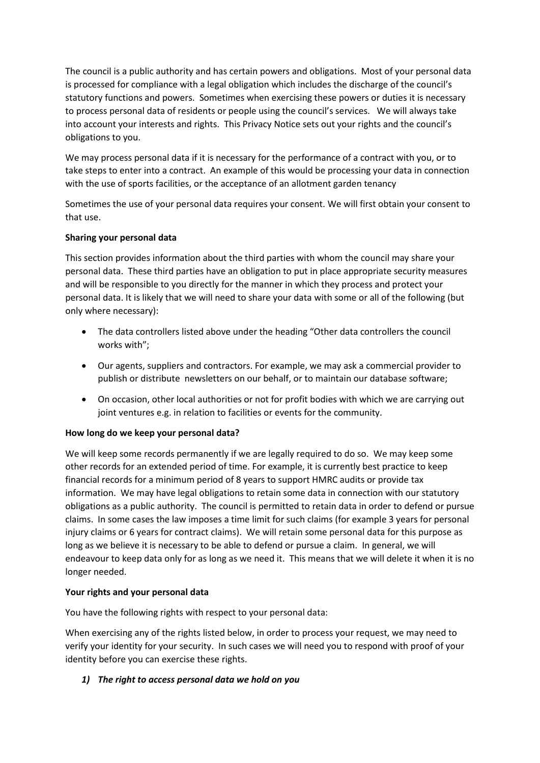The council is a public authority and has certain powers and obligations. Most of your personal data is processed for compliance with a legal obligation which includes the discharge of the council's statutory functions and powers. Sometimes when exercising these powers or duties it is necessary to process personal data of residents or people using the council's services. We will always take into account your interests and rights. This Privacy Notice sets out your rights and the council's obligations to you.

We may process personal data if it is necessary for the performance of a contract with you, or to take steps to enter into a contract. An example of this would be processing your data in connection with the use of sports facilities, or the acceptance of an allotment garden tenancy

Sometimes the use of your personal data requires your consent. We will first obtain your consent to that use.

**Sharing your personal data**

This section provides information about the third parties with whom the council may share your personal data. These third parties have an obligation to put in place appropriate security measures and will be responsible to you directly for the manner in which they process and protect your personal data. It is likely that we will need to share your data with some or all of the following (but only where necessary):

- The data controllers listed above under the heading "Other data controllers the council works with";
- Our agents, suppliers and contractors. For example, we may ask a commercial provider to publish or distribute newsletters on our behalf, or to maintain our database software;
- On occasion, other local authorities or not for profit bodies with which we are carrying out joint ventures e.g. in relation to facilities or events for the community.

**How long do we keep your personal data?**

We will keep some records permanently if we are legally required to do so. We may keep some other records for an extended period of time. For example, it is currently best practice to keep financial records for a minimum period of 8 years to support HMRC audits or provide tax information. We may have legal obligations to retain some data in connection with our statutory obligations as a public authority. The council is permitted to retain data in order to defend or pursue claims. In some cases the law imposes a time limit for such claims (for example 3 years for personal injury claims or 6 years for contract claims). We will retain some personal data for this purpose as long as we believe it is necessary to be able to defend or pursue a claim. In general, we will endeavour to keep data only for as long as we need it. This means that we will delete it when it is no longer needed.

**Your rights and your personal data**

You have the following rights with respect to your personal data:

When exercising any of the rights listed below, in order to process your request, we may need to verify your identity for your security. In such cases we will need you to respond with proof of your identity before you can exercise these rights.

***1) The right to access personal data we hold on you***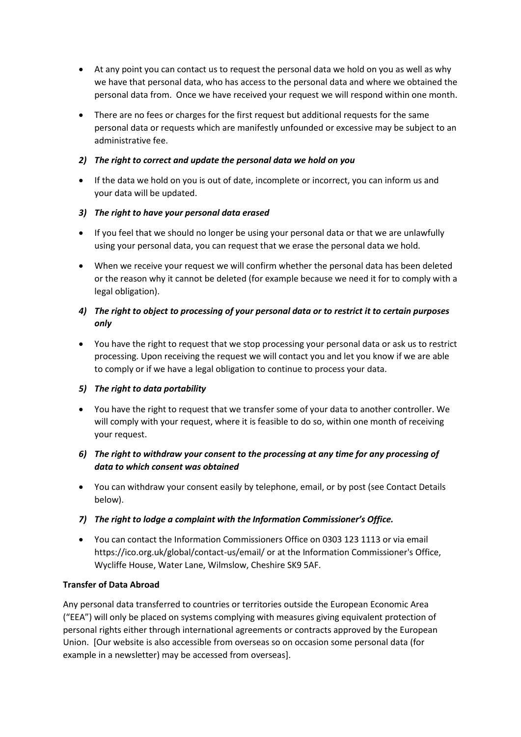- At any point you can contact us to request the personal data we hold on you as well as why we have that personal data, who has access to the personal data and where we obtained the personal data from. Once we have received your request we will respond within one month.
- There are no fees or charges for the first request but additional requests for the same personal data or requests which are manifestly unfounded or excessive may be subject to an administrative fee.

***2) The right to correct and update the personal data we hold on you***

- If the data we hold on you is out of date, incomplete or incorrect, you can inform us and your data will be updated.

***3) The right to have your personal data erased***

- If you feel that we should no longer be using your personal data or that we are unlawfully using your personal data, you can request that we erase the personal data we hold.
- When we receive your request we will confirm whether the personal data has been deleted or the reason why it cannot be deleted (for example because we need it for to comply with a legal obligation).

***4) The right to object to processing of your personal data or to restrict it to certain purposes only***

- You have the right to request that we stop processing your personal data or ask us to restrict processing. Upon receiving the request we will contact you and let you know if we are able to comply or if we have a legal obligation to continue to process your data.

***5) The right to data portability***

- You have the right to request that we transfer some of your data to another controller. We will comply with your request, where it is feasible to do so, within one month of receiving your request.

***6) The right to withdraw your consent to the processing at any time for any processing of data to which consent was obtained***

- You can withdraw your consent easily by telephone, email, or by post (see Contact Details below).

***7) The right to lodge a complaint with the Information Commissioner's Office.***

- You can contact the Information Commissioners Office on 0303 123 1113 or via email https://ico.org.uk/global/contact-us/email/ or at the Information Commissioner's Office, Wycliffe House, Water Lane, Wilmslow, Cheshire SK9 5AF.

**Transfer of Data Abroad**

Any personal data transferred to countries or territories outside the European Economic Area ("EEA") will only be placed on systems complying with measures giving equivalent protection of personal rights either through international agreements or contracts approved by the European Union. [Our website is also accessible from overseas so on occasion some personal data (for example in a newsletter) may be accessed from overseas].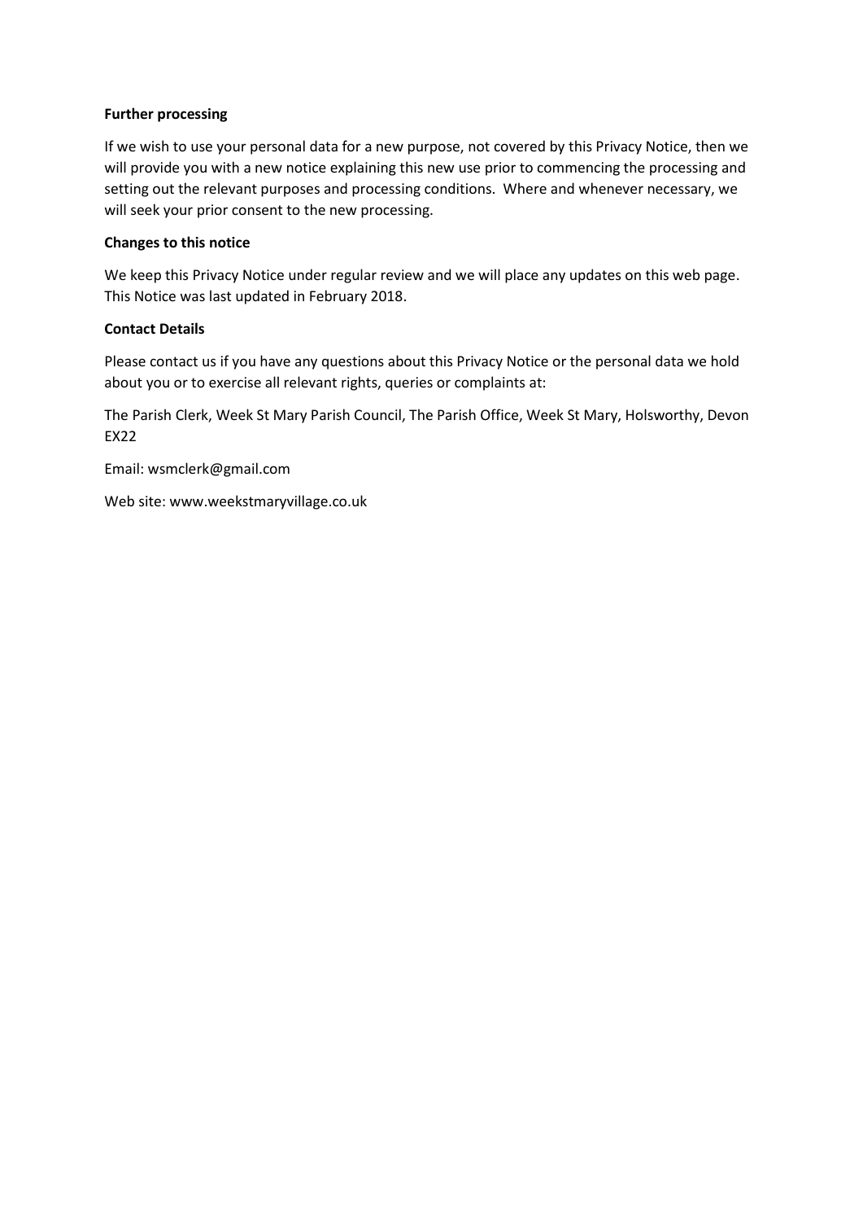**Further processing**

If we wish to use your personal data for a new purpose, not covered by this Privacy Notice, then we will provide you with a new notice explaining this new use prior to commencing the processing and setting out the relevant purposes and processing conditions. Where and whenever necessary, we will seek your prior consent to the new processing.

**Changes to this notice**

We keep this Privacy Notice under regular review and we will place any updates on this web page. This Notice was last updated in February 2018.

**Contact Details**

Please contact us if you have any questions about this Privacy Notice or the personal data we hold about you or to exercise all relevant rights, queries or complaints at:

The Parish Clerk, Week St Mary Parish Council, The Parish Office, Week St Mary, Holsworthy, Devon EX22

Email: wsmclerk@gmail.com

Web site: www.weekstmaryvillage.co.uk